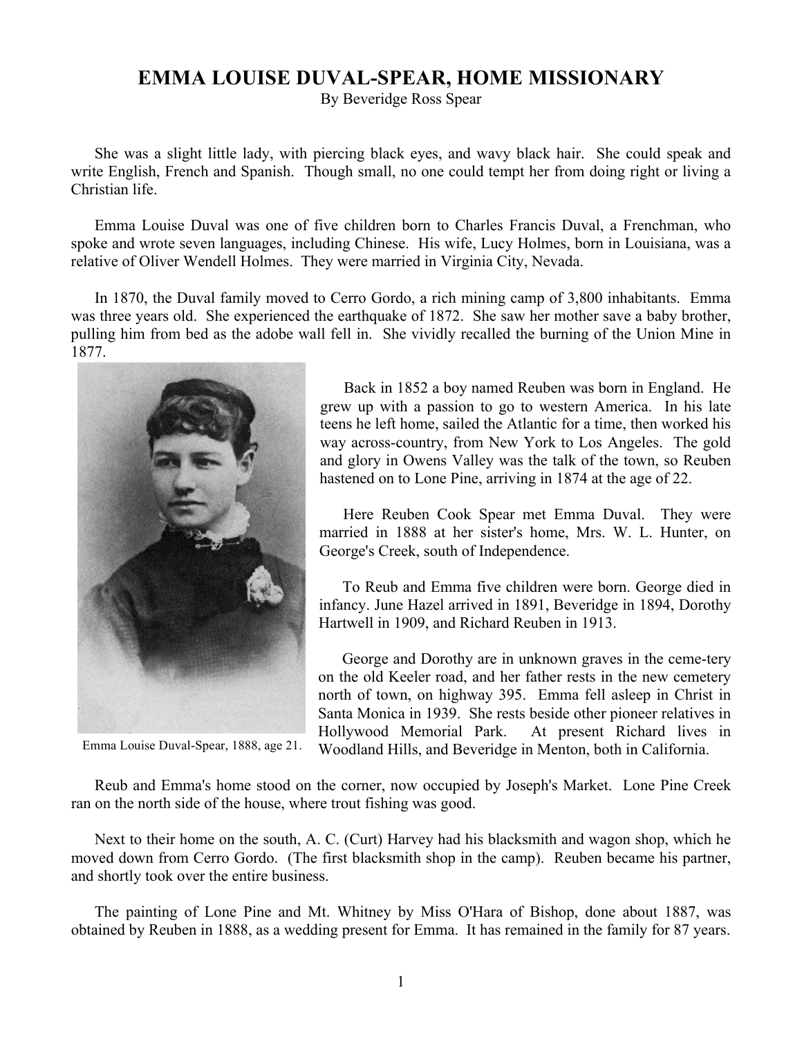# EMMA LOUISE DUVAL-SPEAR, HOME MISSIONARY

By Beveridge Ross Spear

She was a slight little lady, with piercing black eyes, and wavy black hair. She could speak and write English, French and Spanish. Though small, no one could tempt her from doing right or living a Christian life.

Emma Louise Duval was one of five children born to Charles Francis Duval, a Frenchman, who spoke and wrote seven languages, including Chinese. His wife, Lucy Holmes, born in Louisiana, was a relative of Oliver Wendell Holmes. They were married in Virginia City, Nevada.

In 1870, the Duval family moved to Cerro Gordo, a rich mining camp of 3,800 inhabitants. Emma was three years old. She experienced the earthquake of 1872. She saw her mother save a baby brother, pulling him from bed as the adobe wall fell in. She vividly recalled the burning of the Union Mine in 1877.

Emma Louise Duval-Spear, 1888, age 21.

Back in 1852 a boy named Reuben was born in England. He grew up with a passion to go to western America. In his late teens he left home, sailed the Atlantic for a time, then worked his way across-country, from New York to Los Angeles. The gold and glory in Owens Valley was the talk of the town, so Reuben hastened on to Lone Pine, arriving in 1874 at the age of 22.

Here Reuben Cook Spear met Emma Duval. They were married in 1888 at her sister's home, Mrs. W. L. Hunter, on George's Creek, south of Independence.

To Reub and Emma five children were born. George died in infancy. June Hazel arrived in 1891, Beveridge in 1894, Dorothy Hartwell in 1909, and Richard Reuben in 1913.

George and Dorothy are in unknown graves in the ceme-tery on the old Keeler road, and her father rests in the new cemetery north of town, on highway 395. Emma fell asleep in Christ in Santa Monica in 1939. She rests beside other pioneer relatives in Hollywood Memorial Park. At present Richard lives in Woodland Hills, and Beveridge in Menton, both in California.

Reub and Emma's home stood on the corner, now occupied by Joseph's Market. Lone Pine Creek ran on the north side of the house, where trout fishing was good.

Next to their home on the south, A. C. (Curt) Harvey had his blacksmith and wagon shop, which he moved down from Cerro Gordo. (The first blacksmith shop in the camp). Reuben became his partner, and shortly took over the entire business.

The painting of Lone Pine and Mt. Whitney by Miss O'Hara of Bishop, done about 1887, was obtained by Reuben in 1888, as a wedding present for Emma. It has remained in the family for 87 years.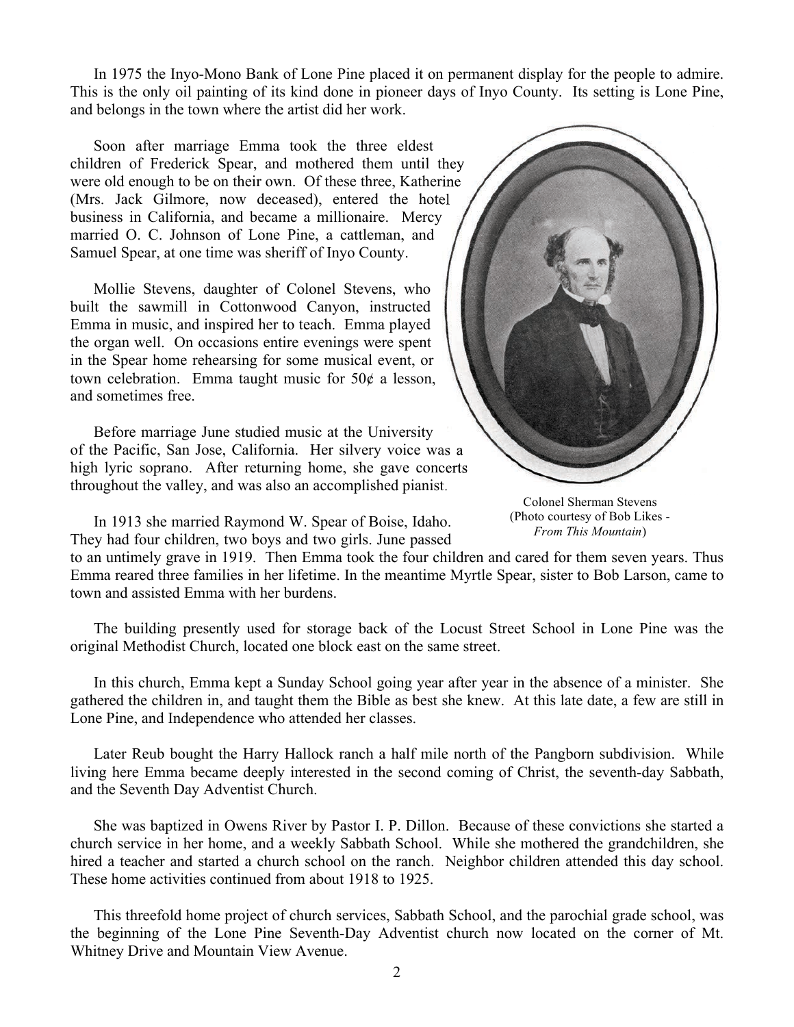In 1975 the Inyo-Mono Bank of Lone Pine placed it on permanent display for the people to admire. This is the only oil painting of its kind done in pioneer days of Inyo County. Its setting is Lone Pine, and belongs in the town where the artist did her work.

Soon after marriage Emma took the three eldest children of Frederick Spear, and mothered them until they were old enough to be on their own. Of these three, Katherine (Mrs. Jack Gilmore, now deceased), entered the hotel business in California, and became a millionaire. Mercy married O. C. Johnson of Lone Pine, a cattleman, and Samuel Spear, at one time was sheriff of Inyo County.

Mollie Stevens, daughter of Colonel Stevens, who built the sawmill in Cottonwood Canyon, instructed Emma in music, and inspired her to teach. Emma played the organ well. On occasions entire evenings were spent in the Spear home rehearsing for some musical event, or town celebration. Emma taught music for 50¢ a lesson, and sometimes free.

Before marriage June studied music at the University of the Pacific, San Jose, California. Her silvery voice was a high lyric soprano. After returning home, she gave concerts throughout the valley, and was also an accomplished pianist.

Colonel Sherman Stevens
(Photo courtesy of Bob Likes - *From This Mountain*)

In 1913 she married Raymond W. Spear of Boise, Idaho. They had four children, two boys and two girls. June passed to an untimely grave in 1919. Then Emma took the four children and cared for them seven years. Thus Emma reared three families in her lifetime. In the meantime Myrtle Spear, sister to Bob Larson, came to town and assisted Emma with her burdens.

The building presently used for storage back of the Locust Street School in Lone Pine was the original Methodist Church, located one block east on the same street.

In this church, Emma kept a Sunday School going year after year in the absence of a minister. She gathered the children in, and taught them the Bible as best she knew. At this late date, a few are still in Lone Pine, and Independence who attended her classes.

Later Reub bought the Harry Hallock ranch a half mile north of the Pangborn subdivision. While living here Emma became deeply interested in the second coming of Christ, the seventh-day Sabbath, and the Seventh Day Adventist Church.

She was baptized in Owens River by Pastor I. P. Dillon. Because of these convictions she started a church service in her home, and a weekly Sabbath School. While she mothered the grandchildren, she hired a teacher and started a church school on the ranch. Neighbor children attended this day school. These home activities continued from about 1918 to 1925.

This threefold home project of church services, Sabbath School, and the parochial grade school, was the beginning of the Lone Pine Seventh-Day Adventist church now located on the corner of Mt. Whitney Drive and Mountain View Avenue.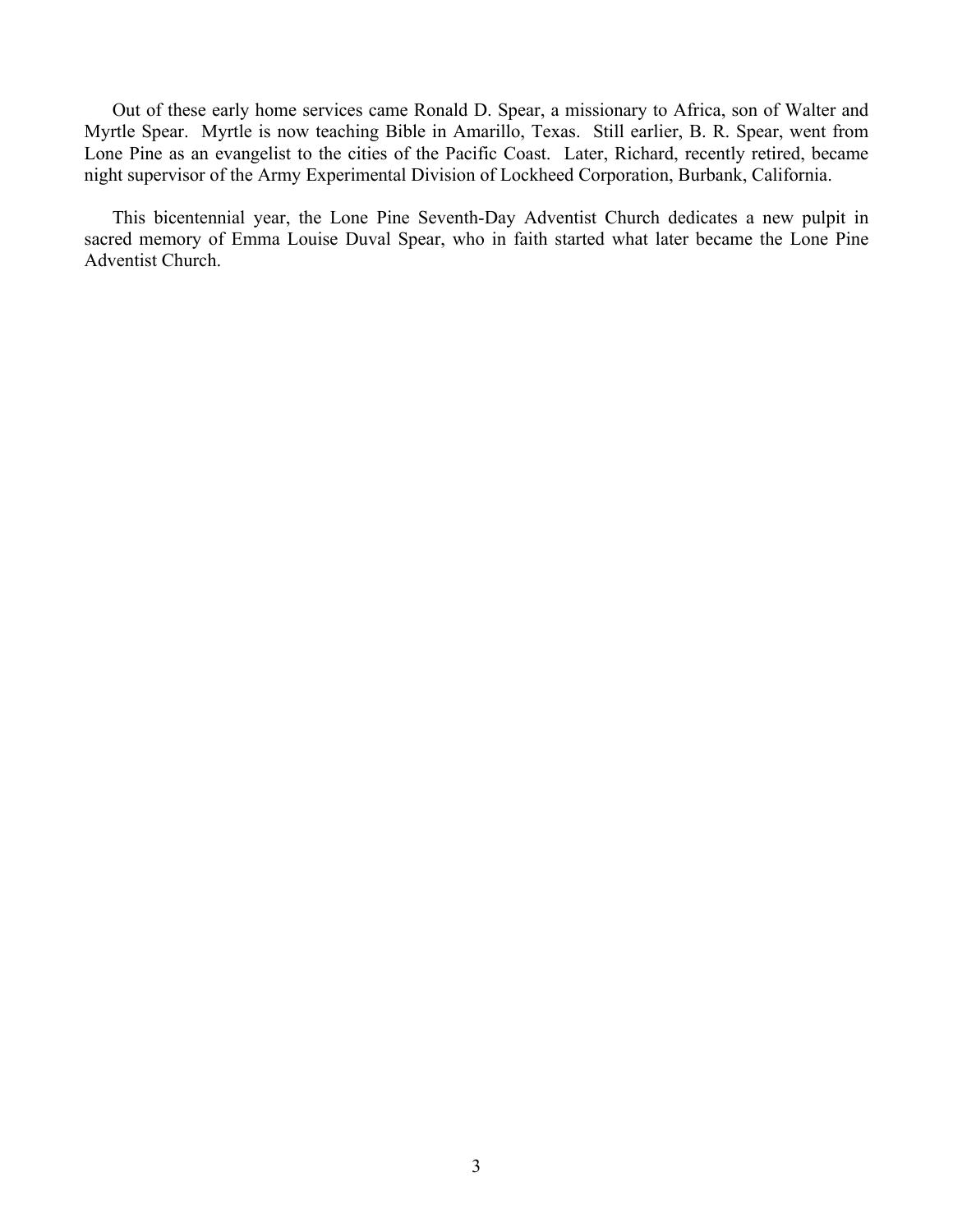Out of these early home services came Ronald D. Spear, a missionary to Africa, son of Walter and Myrtle Spear. Myrtle is now teaching Bible in Amarillo, Texas. Still earlier, B. R. Spear, went from Lone Pine as an evangelist to the cities of the Pacific Coast. Later, Richard, recently retired, became night supervisor of the Army Experimental Division of Lockheed Corporation, Burbank, California.

This bicentennial year, the Lone Pine Seventh-Day Adventist Church dedicates a new pulpit in sacred memory of Emma Louise Duval Spear, who in faith started what later became the Lone Pine Adventist Church.